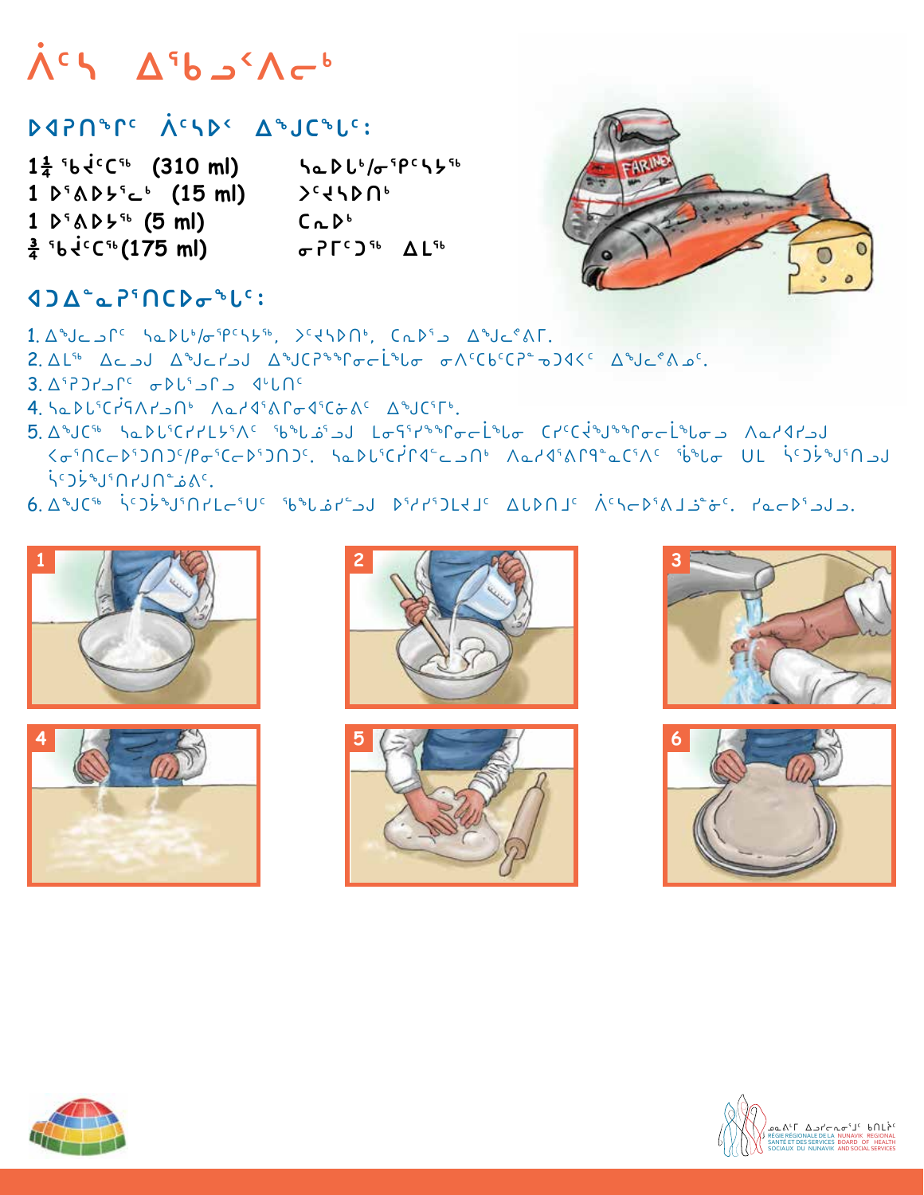# ᐲᑦᓴ ᐃᖃᓗᐸᓂᒃ

## ᐅᐊᕈᑎᖏᑦ ᐲᑦᓴᐅᑉ ᐃᓚᒍᑕᖓᑦ:

| | |
|---|---|
| 1¼ ᖄᕚᑦᑕᖅ (310 ml) | ᓴᓇᐅᒪᒃ/ᓂᕿᑦᓴᔾᖅ |
| 1 ᐅᕝᕙᐅᔾᕐᓚᒃ (15 ml) | ᐳᑦᔪᓴᐅᑎᒃ |
| 1 ᐅᕝᕙᐅᔾᖅ (5 ml) | ᑕᕆᐅᒃ |
| ¾ ᖄᕚᑦᑕᖅ (175 ml) | ᓂᕈᒥᑦᑐᖅ ᐃᒪᖅ |

## ᐊᑐᐃᓐᓇᕈᕐᑎᑕᐅᓂᖓᑦ:

1. ᐃᓚᓗᒥᑦ ᓴᓇᐅᒪᒃ/ᓂᕿᑦᓴᔾᖅ, ᐳᑦᔪᓴᐅᑎᒃ, ᑕᕆᐅᕐᓗ ᐃᓚᓕᕝᕕᒥ.
2. ᐃᒪᖅ ᐃᓚᓗᒍ ᐃᓚᓕᔪᒍ ᐃᓚᑕᕈᖕᖏᓂᓕᒫᖓᓂ ᓂᐱᑦᑲᑦᑕᕈᓐᓂᑐᐊᑉᐸᑦ ᐃᓚᓕᕙᓂᑦ.
3. ᐃᕐᕈᑐᔪᓗᒥᑦ ᓂᐅᒪᕐᓗᒥᓗ ᐊᒻᒪᑎᑦ
4. ᓴᓇᐅᒪᕐᑕᔾᕋᐱᔪᓗᑎᒃ ᐱᓇᓱᐊᕝᕙᒥᓂᐊᕐᑕᓃᑦ ᐃᓚᑕᕐᒥᒃ.
5. ᐃᓚᑕᖅ ᓴᓇᐅᒪᕐᑕᔪᒪᔾᕐᐱᑦ ᖃᖏᓈᕐᓗᒍ ᒪᓂᕿᔪᖕᖏᓂᓕᒫᖓᓂ ᑕᔪᑦᑕᕚᖑᖕᖏᓂᓕᒫᖓᓂᓗ ᐱᓇᓱᐊᔪᒍ ᐸᓂᕐᑎᑕᓕᐅᕐᑐᑎᑐᑦ/ᑭᓂᕐᑕᓕᐅᕐᑐᑎᑐᑦ. ᓴᓇᐅᒪᕐᑕᔩᕆᐊᓕᓗᑎᒃ ᐱᓇᓱᐊᕝᕙᒋᖃᓐᓇᑕᕐᐱᑦ ᖃᖓᓂ ᑌᒪ ᕝᑦᑐᔾᖑᕐᑎᓗᒍ ᕝᑦᑐᔾᖑᕐᑎᔪᒍᑎᓐᓈᕝᕙᑦ.
6. ᐃᓚᑕᖅ ᕝᑦᑐᔾᖑᕐᑎᔪᓚᓂᕐᑌᑦ ᖄᖓᓈᔪᓐᓗᒍ ᐅᕝᔪᕐᑐᒪᔪᒧᑦ ᐃᒪᐅᑎᒍᑦ ᐲᑦᓴᓚᐅᕝᕙᒍᓐᓃᑦ. ᔪᓇᓚᐅᕐᓗᒍᓗ.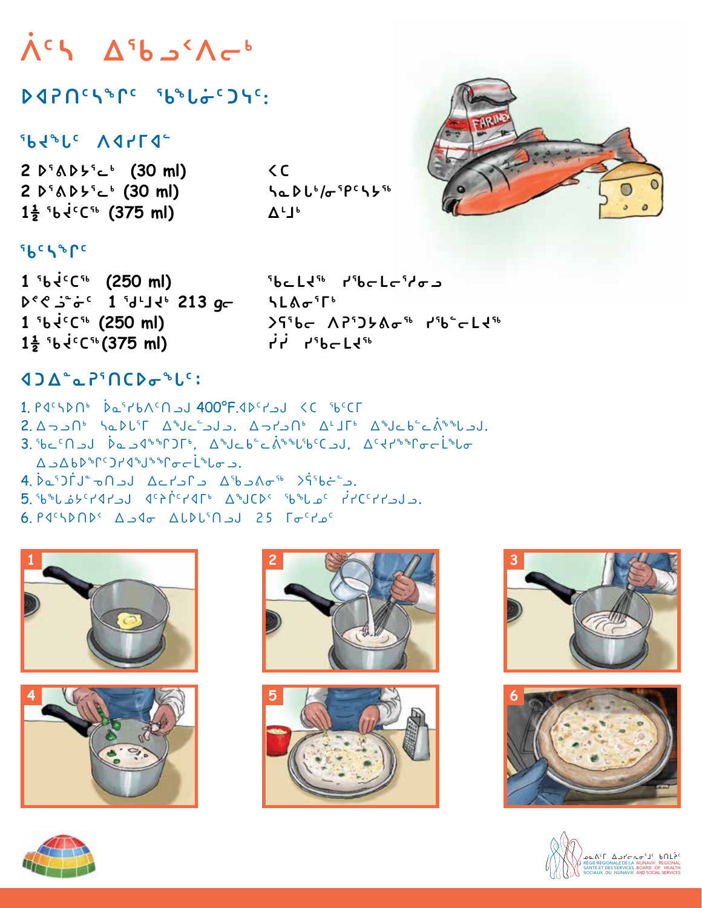# ᐲᑦᓴ ᐃᖃᓗᐸᓂᒃ

## ᐅᐊᕈᑎᑦᓴᖏᑦ ᖃᖓᓂᑦᑐᓴᑦ:

### ᖃᔪᖓᑦ ᐸᐊᓯᒥᐊᓪ

| | |
|---|---|
| 2 ᐅᕕᐅᔾᓚᒃ (30 ml) | ᐸᑕ |
| 2 ᐅᕕᐅᔾᓚᒃ (30 ml) | ᓴᓇᐅᒪᒃ/ᓂᕿᑦᓴᔾᔪᑦ |
| 1½ ᖃᔫᑕᖅ (375 ml) | ᐃᒻᒧᒃ |

### ᖃᑦᓴᖏᑦ

| | |
|---|---|
| 1 ᖃᔫᑕᖅ (250 ml) | ᖃᓪᓚᒪᖅ ᓯᖃᓪᓚᓕᕐᓯᓂᓗ |
| ᐅᕝᕙᓘᓐᓂᑦ 1 ᖁᒻᒪᖅ 213 gᓕ | ᓴᒪᕙᓂᕐᒥᒃ |
| 1 ᖃᔫᑕᖅ (250 ml) | ᐳᕿᖃᓕ ᐱᕈᕐᑐᔭᕙᓂᖅ ᓯᖃᓪᓚᒪᖅ |
| 1½ ᖃᔫᑕᖅ(375 ml) | ᓲᓯ ᓯᖃᓪᓚᒪᖅ |

### ᐊᑐᐃᓐᓇᕈᕐᑎᑕᐅᓂᖓᑦ:

1. ᑭᐊᑦᓴᐅᑎᒃ ᐆᓇᕐᓯᑲᐱᑦᑎᓗᒍ 400°F.ᐊᐅᑦᓯᓗᒍ ᐸᑕ ᖃᑦᑕᒥ
2. ᐃᓗᓗᑎᒃ ᓴᓇᐅᒪᕐᒥ ᐃᖑᓕᓪᓗᒍ. ᐃᓗᓯᓗᑎᒃ ᐃᒻᒥᒃ ᐃᖑᓚᑲᓪᓚᕚᖓᓗᒍ.
3. ᖃᓪᓚᑦᑎᓗᒍ ᐆᓇᓗᐊᖅᑎᑐᒥᒃ, ᐃᖑᓚᑲᓪᓚᕚᖓᖃᑦᑕᓗᒍ, ᐃᑦᔪᕐᖏᓂᓚᒫᖓᓂ ᐃᓗᐃᑲᐅᖏᑦᑐᓯᐊᖑᖏᓂᓚᒫᖓᓂᓗ.
4. ᐆᓇᕐᑑᒥᙵᑎᓗᒍ ᐃᓚᓯᓗᒥᓗ ᐃᖃᓗᕙᓂᖅ ᐳᕿᖃᓖᓪᓗ.
5. ᖃᖓᓗᔭᑦᓯᐊᓯᓗᒍ ᐊᑦᔨᑦᓯᐊᒥᒃ ᐃᖑᑕᐅᑉ ᖃᖓᓄᑦ ᓯᓯᑕᑦᓯᓯᓗᒍ.
6. ᑭᐊᑦᓴᐅᑎᐅᑉ ᐃᓗᐊᓂ ᐃᒐᐅᒪᕐᑎᓗᒍ 25 ᒥᓂᑦᓯᓄᑦ